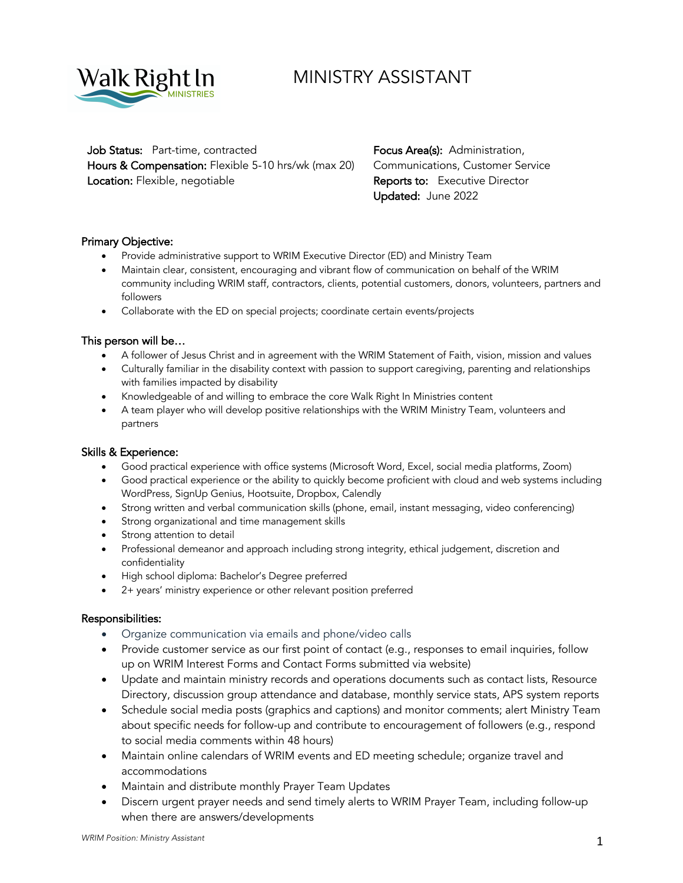Walk Right In MINISTRIES

# MINISTRY ASSISTANT

**Job Status:** Part-time, contracted
**Hours & Compensation:** Flexible 5-10 hrs/wk (max 20)
**Location:** Flexible, negotiable

**Focus Area(s):** Administration, Communications, Customer Service
**Reports to:** Executive Director
**Updated:** June 2022

## Primary Objective:

- Provide administrative support to WRIM Executive Director (ED) and Ministry Team
- Maintain clear, consistent, encouraging and vibrant flow of communication on behalf of the WRIM community including WRIM staff, contractors, clients, potential customers, donors, volunteers, partners and followers
- Collaborate with the ED on special projects; coordinate certain events/projects

## This person will be…

- A follower of Jesus Christ and in agreement with the WRIM Statement of Faith, vision, mission and values
- Culturally familiar in the disability context with passion to support caregiving, parenting and relationships with families impacted by disability
- Knowledgeable of and willing to embrace the core Walk Right In Ministries content
- A team player who will develop positive relationships with the WRIM Ministry Team, volunteers and partners

## Skills & Experience:

- Good practical experience with office systems (Microsoft Word, Excel, social media platforms, Zoom)
- Good practical experience or the ability to quickly become proficient with cloud and web systems including WordPress, SignUp Genius, Hootsuite, Dropbox, Calendly
- Strong written and verbal communication skills (phone, email, instant messaging, video conferencing)
- Strong organizational and time management skills
- Strong attention to detail
- Professional demeanor and approach including strong integrity, ethical judgement, discretion and confidentiality
- High school diploma: Bachelor's Degree preferred
- 2+ years' ministry experience or other relevant position preferred

## Responsibilities:

- Organize communication via emails and phone/video calls
- Provide customer service as our first point of contact (e.g., responses to email inquiries, follow up on WRIM Interest Forms and Contact Forms submitted via website)
- Update and maintain ministry records and operations documents such as contact lists, Resource Directory, discussion group attendance and database, monthly service stats, APS system reports
- Schedule social media posts (graphics and captions) and monitor comments; alert Ministry Team about specific needs for follow-up and contribute to encouragement of followers (e.g., respond to social media comments within 48 hours)
- Maintain online calendars of WRIM events and ED meeting schedule; organize travel and accommodations
- Maintain and distribute monthly Prayer Team Updates
- Discern urgent prayer needs and send timely alerts to WRIM Prayer Team, including follow-up when there are answers/developments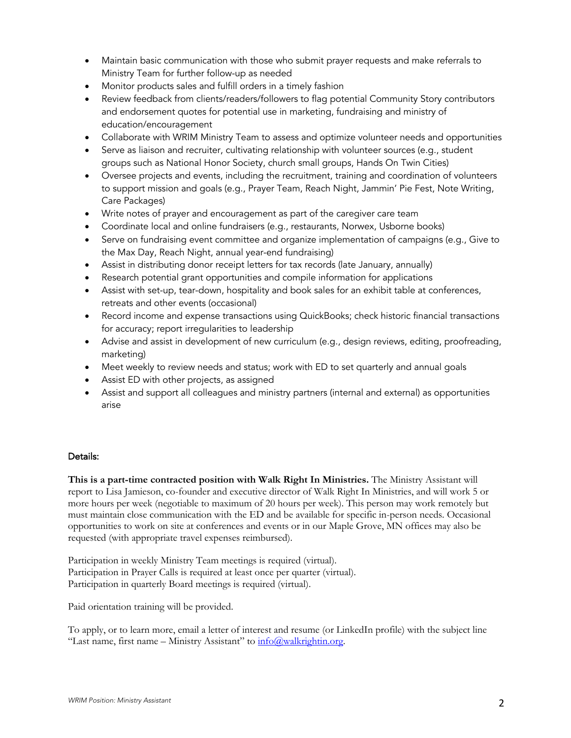- Maintain basic communication with those who submit prayer requests and make referrals to Ministry Team for further follow-up as needed
- Monitor products sales and fulfill orders in a timely fashion
- Review feedback from clients/readers/followers to flag potential Community Story contributors and endorsement quotes for potential use in marketing, fundraising and ministry of education/encouragement
- Collaborate with WRIM Ministry Team to assess and optimize volunteer needs and opportunities
- Serve as liaison and recruiter, cultivating relationship with volunteer sources (e.g., student groups such as National Honor Society, church small groups, Hands On Twin Cities)
- Oversee projects and events, including the recruitment, training and coordination of volunteers to support mission and goals (e.g., Prayer Team, Reach Night, Jammin' Pie Fest, Note Writing, Care Packages)
- Write notes of prayer and encouragement as part of the caregiver care team
- Coordinate local and online fundraisers (e.g., restaurants, Norwex, Usborne books)
- Serve on fundraising event committee and organize implementation of campaigns (e.g., Give to the Max Day, Reach Night, annual year-end fundraising)
- Assist in distributing donor receipt letters for tax records (late January, annually)
- Research potential grant opportunities and compile information for applications
- Assist with set-up, tear-down, hospitality and book sales for an exhibit table at conferences, retreats and other events (occasional)
- Record income and expense transactions using QuickBooks; check historic financial transactions for accuracy; report irregularities to leadership
- Advise and assist in development of new curriculum (e.g., design reviews, editing, proofreading, marketing)
- Meet weekly to review needs and status; work with ED to set quarterly and annual goals
- Assist ED with other projects, as assigned
- Assist and support all colleagues and ministry partners (internal and external) as opportunities arise

## Details:

**This is a part-time contracted position with Walk Right In Ministries.** The Ministry Assistant will report to Lisa Jamieson, co-founder and executive director of Walk Right In Ministries, and will work 5 or more hours per week (negotiable to maximum of 20 hours per week). This person may work remotely but must maintain close communication with the ED and be available for specific in-person needs. Occasional opportunities to work on site at conferences and events or in our Maple Grove, MN offices may also be requested (with appropriate travel expenses reimbursed).

Participation in weekly Ministry Team meetings is required (virtual).
Participation in Prayer Calls is required at least once per quarter (virtual).
Participation in quarterly Board meetings is required (virtual).

Paid orientation training will be provided.

To apply, or to learn more, email a letter of interest and resume (or LinkedIn profile) with the subject line "Last name, first name – Ministry Assistant" to [info@walkrightin.org](mailto:info@walkrightin.org).